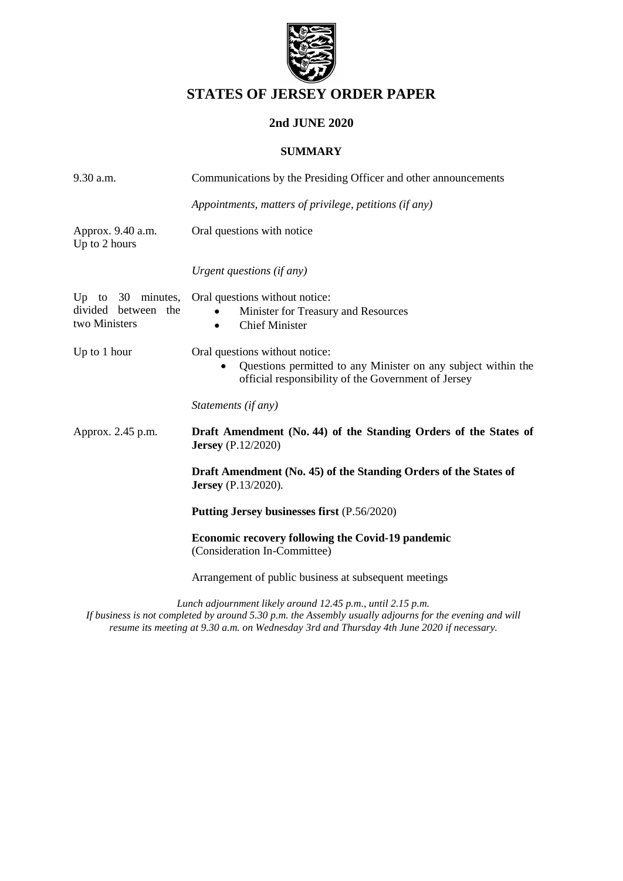# STATES OF JERSEY ORDER PAPER

## 2nd JUNE 2020

### SUMMARY

| | |
|---|---|
| 9.30 a.m. | Communications by the Presiding Officer and other announcements |
| | *Appointments, matters of privilege, petitions (if any)* |
| Approx. 9.40 a.m. Up to 2 hours | Oral questions with notice |
| | *Urgent questions (if any)* |
| Up to 30 minutes, divided between the two Ministers | Oral questions without notice: <br>• Minister for Treasury and Resources <br>• Chief Minister |
| Up to 1 hour | Oral questions without notice: <br>• Questions permitted to any Minister on any subject within the official responsibility of the Government of Jersey |
| | *Statements (if any)* |
| Approx. 2.45 p.m. | **Draft Amendment (No. 44) of the Standing Orders of the States of Jersey** (P.12/2020) |
| | **Draft Amendment (No. 45) of the Standing Orders of the States of Jersey** (P.13/2020). |
| | **Putting Jersey businesses first** (P.56/2020) |
| | **Economic recovery following the Covid-19 pandemic** (Consideration In-Committee) |
| | Arrangement of public business at subsequent meetings |

*Lunch adjournment likely around 12.45 p.m., until 2.15 p.m.*
*If business is not completed by around 5.30 p.m. the Assembly usually adjourns for the evening and will resume its meeting at 9.30 a.m. on Wednesday 3rd and Thursday 4th June 2020 if necessary.*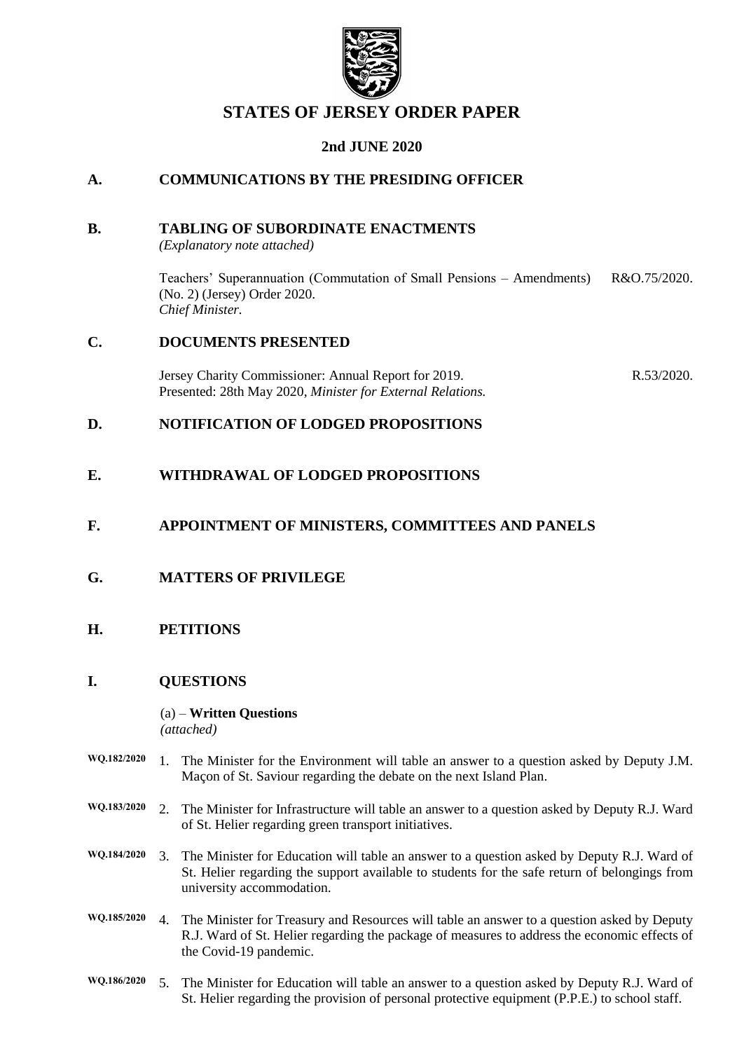# STATES OF JERSEY ORDER PAPER

## 2nd JUNE 2020

## A. COMMUNICATIONS BY THE PRESIDING OFFICER

## B. TABLING OF SUBORDINATE ENACTMENTS

*(Explanatory note attached)*

Teachers' Superannuation (Commutation of Small Pensions – Amendments) (No. 2) (Jersey) Order 2020.
*Chief Minister.*
R&O.75/2020.

## C. DOCUMENTS PRESENTED

Jersey Charity Commissioner: Annual Report for 2019.
Presented: 28th May 2020, *Minister for External Relations.*
R.53/2020.

## D. NOTIFICATION OF LODGED PROPOSITIONS

## E. WITHDRAWAL OF LODGED PROPOSITIONS

## F. APPOINTMENT OF MINISTERS, COMMITTEES AND PANELS

## G. MATTERS OF PRIVILEGE

## H. PETITIONS

## I. QUESTIONS

(a) – **Written Questions**
*(attached)*

WQ.182/2020 1. The Minister for the Environment will table an answer to a question asked by Deputy J.M. Maçon of St. Saviour regarding the debate on the next Island Plan.

WQ.183/2020 2. The Minister for Infrastructure will table an answer to a question asked by Deputy R.J. Ward of St. Helier regarding green transport initiatives.

WQ.184/2020 3. The Minister for Education will table an answer to a question asked by Deputy R.J. Ward of St. Helier regarding the support available to students for the safe return of belongings from university accommodation.

WQ.185/2020 4. The Minister for Treasury and Resources will table an answer to a question asked by Deputy R.J. Ward of St. Helier regarding the package of measures to address the economic effects of the Covid-19 pandemic.

WQ.186/2020 5. The Minister for Education will table an answer to a question asked by Deputy R.J. Ward of St. Helier regarding the provision of personal protective equipment (P.P.E.) to school staff.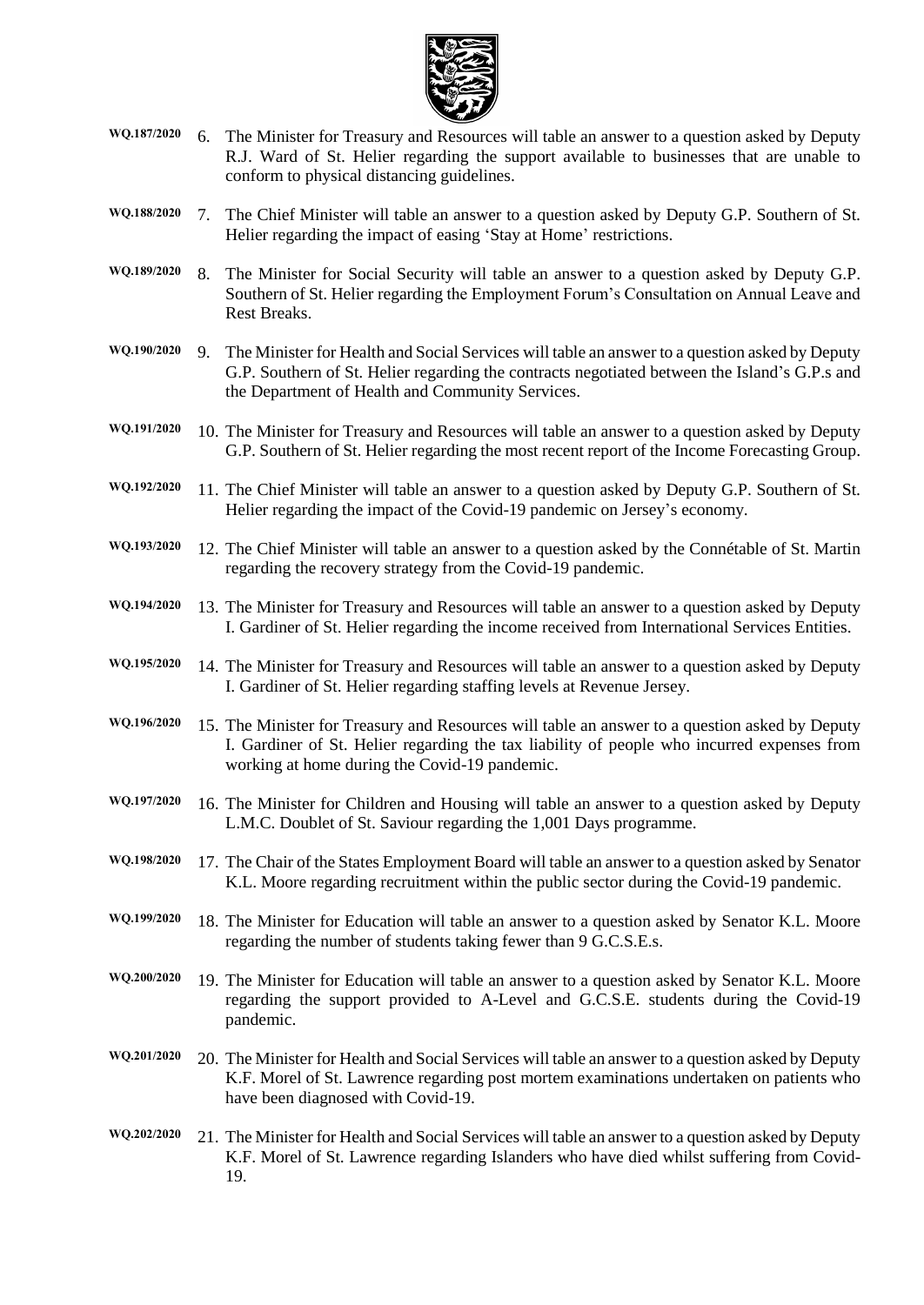WQ.187/2020 6. The Minister for Treasury and Resources will table an answer to a question asked by Deputy R.J. Ward of St. Helier regarding the support available to businesses that are unable to conform to physical distancing guidelines.

WQ.188/2020 7. The Chief Minister will table an answer to a question asked by Deputy G.P. Southern of St. Helier regarding the impact of easing 'Stay at Home' restrictions.

WQ.189/2020 8. The Minister for Social Security will table an answer to a question asked by Deputy G.P. Southern of St. Helier regarding the Employment Forum's Consultation on Annual Leave and Rest Breaks.

WQ.190/2020 9. The Minister for Health and Social Services will table an answer to a question asked by Deputy G.P. Southern of St. Helier regarding the contracts negotiated between the Island's G.P.s and the Department of Health and Community Services.

WQ.191/2020 10. The Minister for Treasury and Resources will table an answer to a question asked by Deputy G.P. Southern of St. Helier regarding the most recent report of the Income Forecasting Group.

WQ.192/2020 11. The Chief Minister will table an answer to a question asked by Deputy G.P. Southern of St. Helier regarding the impact of the Covid-19 pandemic on Jersey's economy.

WQ.193/2020 12. The Chief Minister will table an answer to a question asked by the Connétable of St. Martin regarding the recovery strategy from the Covid-19 pandemic.

WQ.194/2020 13. The Minister for Treasury and Resources will table an answer to a question asked by Deputy I. Gardiner of St. Helier regarding the income received from International Services Entities.

WQ.195/2020 14. The Minister for Treasury and Resources will table an answer to a question asked by Deputy I. Gardiner of St. Helier regarding staffing levels at Revenue Jersey.

WQ.196/2020 15. The Minister for Treasury and Resources will table an answer to a question asked by Deputy I. Gardiner of St. Helier regarding the tax liability of people who incurred expenses from working at home during the Covid-19 pandemic.

WQ.197/2020 16. The Minister for Children and Housing will table an answer to a question asked by Deputy L.M.C. Doublet of St. Saviour regarding the 1,001 Days programme.

WQ.198/2020 17. The Chair of the States Employment Board will table an answer to a question asked by Senator K.L. Moore regarding recruitment within the public sector during the Covid-19 pandemic.

WQ.199/2020 18. The Minister for Education will table an answer to a question asked by Senator K.L. Moore regarding the number of students taking fewer than 9 G.C.S.E.s.

WQ.200/2020 19. The Minister for Education will table an answer to a question asked by Senator K.L. Moore regarding the support provided to A-Level and G.C.S.E. students during the Covid-19 pandemic.

WQ.201/2020 20. The Minister for Health and Social Services will table an answer to a question asked by Deputy K.F. Morel of St. Lawrence regarding post mortem examinations undertaken on patients who have been diagnosed with Covid-19.

WQ.202/2020 21. The Minister for Health and Social Services will table an answer to a question asked by Deputy K.F. Morel of St. Lawrence regarding Islanders who have died whilst suffering from Covid-19.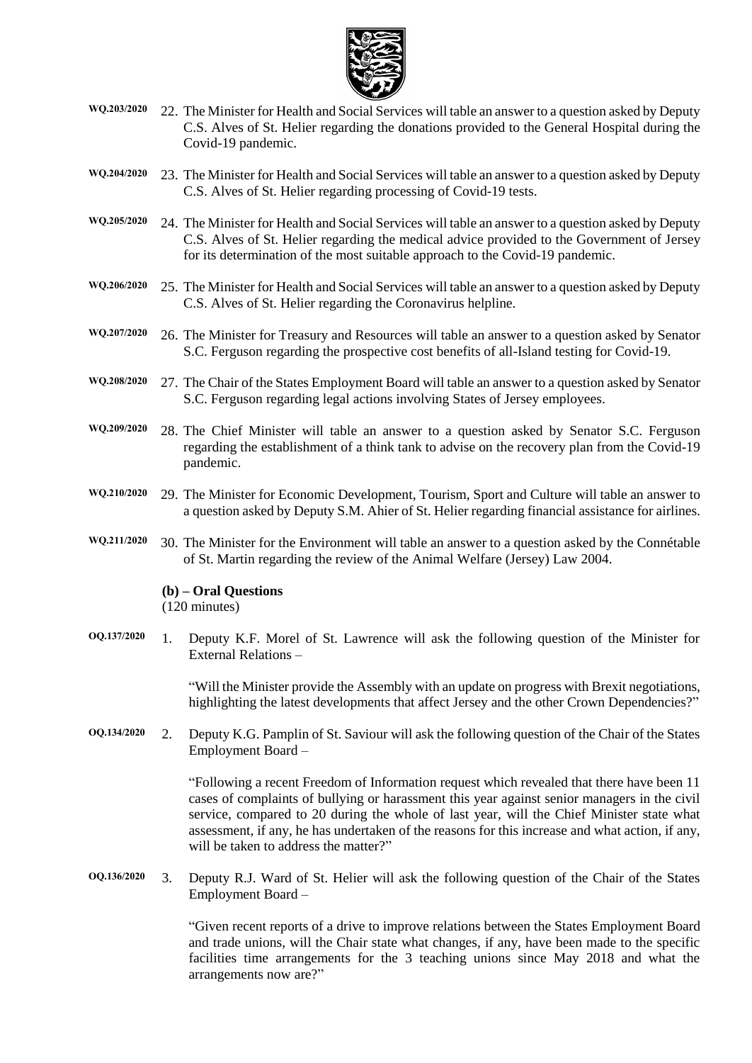WQ.203/2020 22. The Minister for Health and Social Services will table an answer to a question asked by Deputy C.S. Alves of St. Helier regarding the donations provided to the General Hospital during the Covid-19 pandemic.

WQ.204/2020 23. The Minister for Health and Social Services will table an answer to a question asked by Deputy C.S. Alves of St. Helier regarding processing of Covid-19 tests.

WQ.205/2020 24. The Minister for Health and Social Services will table an answer to a question asked by Deputy C.S. Alves of St. Helier regarding the medical advice provided to the Government of Jersey for its determination of the most suitable approach to the Covid-19 pandemic.

WQ.206/2020 25. The Minister for Health and Social Services will table an answer to a question asked by Deputy C.S. Alves of St. Helier regarding the Coronavirus helpline.

WQ.207/2020 26. The Minister for Treasury and Resources will table an answer to a question asked by Senator S.C. Ferguson regarding the prospective cost benefits of all-Island testing for Covid-19.

WQ.208/2020 27. The Chair of the States Employment Board will table an answer to a question asked by Senator S.C. Ferguson regarding legal actions involving States of Jersey employees.

WQ.209/2020 28. The Chief Minister will table an answer to a question asked by Senator S.C. Ferguson regarding the establishment of a think tank to advise on the recovery plan from the Covid-19 pandemic.

WQ.210/2020 29. The Minister for Economic Development, Tourism, Sport and Culture will table an answer to a question asked by Deputy S.M. Ahier of St. Helier regarding financial assistance for airlines.

WQ.211/2020 30. The Minister for the Environment will table an answer to a question asked by the Connétable of St. Martin regarding the review of the Animal Welfare (Jersey) Law 2004.

**(b) – Oral Questions**
(120 minutes)

OQ.137/2020 1. Deputy K.F. Morel of St. Lawrence will ask the following question of the Minister for External Relations –

"Will the Minister provide the Assembly with an update on progress with Brexit negotiations, highlighting the latest developments that affect Jersey and the other Crown Dependencies?"

OQ.134/2020 2. Deputy K.G. Pamplin of St. Saviour will ask the following question of the Chair of the States Employment Board –

"Following a recent Freedom of Information request which revealed that there have been 11 cases of complaints of bullying or harassment this year against senior managers in the civil service, compared to 20 during the whole of last year, will the Chief Minister state what assessment, if any, he has undertaken of the reasons for this increase and what action, if any, will be taken to address the matter?"

OQ.136/2020 3. Deputy R.J. Ward of St. Helier will ask the following question of the Chair of the States Employment Board –

"Given recent reports of a drive to improve relations between the States Employment Board and trade unions, will the Chair state what changes, if any, have been made to the specific facilities time arrangements for the 3 teaching unions since May 2018 and what the arrangements now are?"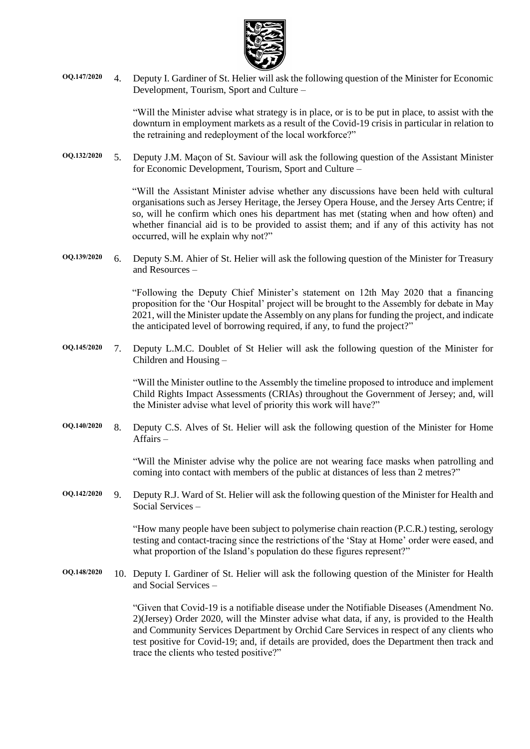**OQ.147/2020** 4. Deputy I. Gardiner of St. Helier will ask the following question of the Minister for Economic Development, Tourism, Sport and Culture –

"Will the Minister advise what strategy is in place, or is to be put in place, to assist with the downturn in employment markets as a result of the Covid-19 crisis in particular in relation to the retraining and redeployment of the local workforce?"

**OQ.132/2020** 5. Deputy J.M. Maçon of St. Saviour will ask the following question of the Assistant Minister for Economic Development, Tourism, Sport and Culture –

"Will the Assistant Minister advise whether any discussions have been held with cultural organisations such as Jersey Heritage, the Jersey Opera House, and the Jersey Arts Centre; if so, will he confirm which ones his department has met (stating when and how often) and whether financial aid is to be provided to assist them; and if any of this activity has not occurred, will he explain why not?"

**OQ.139/2020** 6. Deputy S.M. Ahier of St. Helier will ask the following question of the Minister for Treasury and Resources –

"Following the Deputy Chief Minister's statement on 12th May 2020 that a financing proposition for the 'Our Hospital' project will be brought to the Assembly for debate in May 2021, will the Minister update the Assembly on any plans for funding the project, and indicate the anticipated level of borrowing required, if any, to fund the project?"

**OQ.145/2020** 7. Deputy L.M.C. Doublet of St Helier will ask the following question of the Minister for Children and Housing –

"Will the Minister outline to the Assembly the timeline proposed to introduce and implement Child Rights Impact Assessments (CRIAs) throughout the Government of Jersey; and, will the Minister advise what level of priority this work will have?"

**OQ.140/2020** 8. Deputy C.S. Alves of St. Helier will ask the following question of the Minister for Home Affairs –

"Will the Minister advise why the police are not wearing face masks when patrolling and coming into contact with members of the public at distances of less than 2 metres?"

**OQ.142/2020** 9. Deputy R.J. Ward of St. Helier will ask the following question of the Minister for Health and Social Services –

"How many people have been subject to polymerise chain reaction (P.C.R.) testing, serology testing and contact-tracing since the restrictions of the 'Stay at Home' order were eased, and what proportion of the Island's population do these figures represent?"

**OQ.148/2020** 10. Deputy I. Gardiner of St. Helier will ask the following question of the Minister for Health and Social Services –

"Given that Covid-19 is a notifiable disease under the Notifiable Diseases (Amendment No. 2)(Jersey) Order 2020, will the Minster advise what data, if any, is provided to the Health and Community Services Department by Orchid Care Services in respect of any clients who test positive for Covid-19; and, if details are provided, does the Department then track and trace the clients who tested positive?"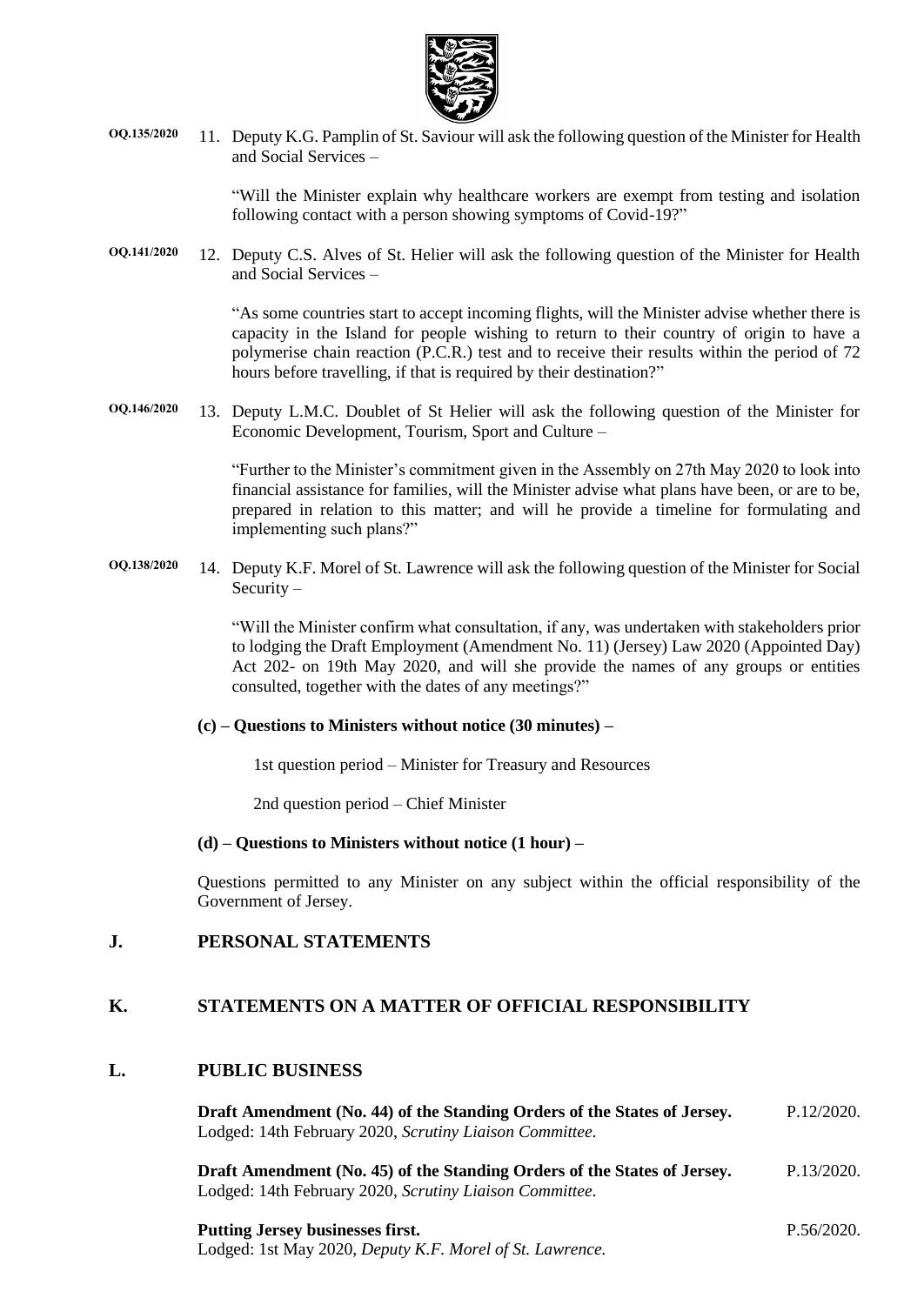**OQ.135/2020** 11. Deputy K.G. Pamplin of St. Saviour will ask the following question of the Minister for Health and Social Services –

"Will the Minister explain why healthcare workers are exempt from testing and isolation following contact with a person showing symptoms of Covid-19?"

**OQ.141/2020** 12. Deputy C.S. Alves of St. Helier will ask the following question of the Minister for Health and Social Services –

"As some countries start to accept incoming flights, will the Minister advise whether there is capacity in the Island for people wishing to return to their country of origin to have a polymerise chain reaction (P.C.R.) test and to receive their results within the period of 72 hours before travelling, if that is required by their destination?"

**OQ.146/2020** 13. Deputy L.M.C. Doublet of St Helier will ask the following question of the Minister for Economic Development, Tourism, Sport and Culture –

"Further to the Minister's commitment given in the Assembly on 27th May 2020 to look into financial assistance for families, will the Minister advise what plans have been, or are to be, prepared in relation to this matter; and will he provide a timeline for formulating and implementing such plans?"

**OQ.138/2020** 14. Deputy K.F. Morel of St. Lawrence will ask the following question of the Minister for Social Security –

"Will the Minister confirm what consultation, if any, was undertaken with stakeholders prior to lodging the Draft Employment (Amendment No. 11) (Jersey) Law 2020 (Appointed Day) Act 202- on 19th May 2020, and will she provide the names of any groups or entities consulted, together with the dates of any meetings?"

**(c) – Questions to Ministers without notice (30 minutes) –**

1st question period – Minister for Treasury and Resources

2nd question period – Chief Minister

**(d) – Questions to Ministers without notice (1 hour) –**

Questions permitted to any Minister on any subject within the official responsibility of the Government of Jersey.

## J. PERSONAL STATEMENTS

## K. STATEMENTS ON A MATTER OF OFFICIAL RESPONSIBILITY

## L. PUBLIC BUSINESS

**Draft Amendment (No. 44) of the Standing Orders of the States of Jersey.** P.12/2020.
Lodged: 14th February 2020, *Scrutiny Liaison Committee*.

**Draft Amendment (No. 45) of the Standing Orders of the States of Jersey.** P.13/2020.
Lodged: 14th February 2020, *Scrutiny Liaison Committee*.

**Putting Jersey businesses first.** P.56/2020.
Lodged: 1st May 2020, *Deputy K.F. Morel of St. Lawrence.*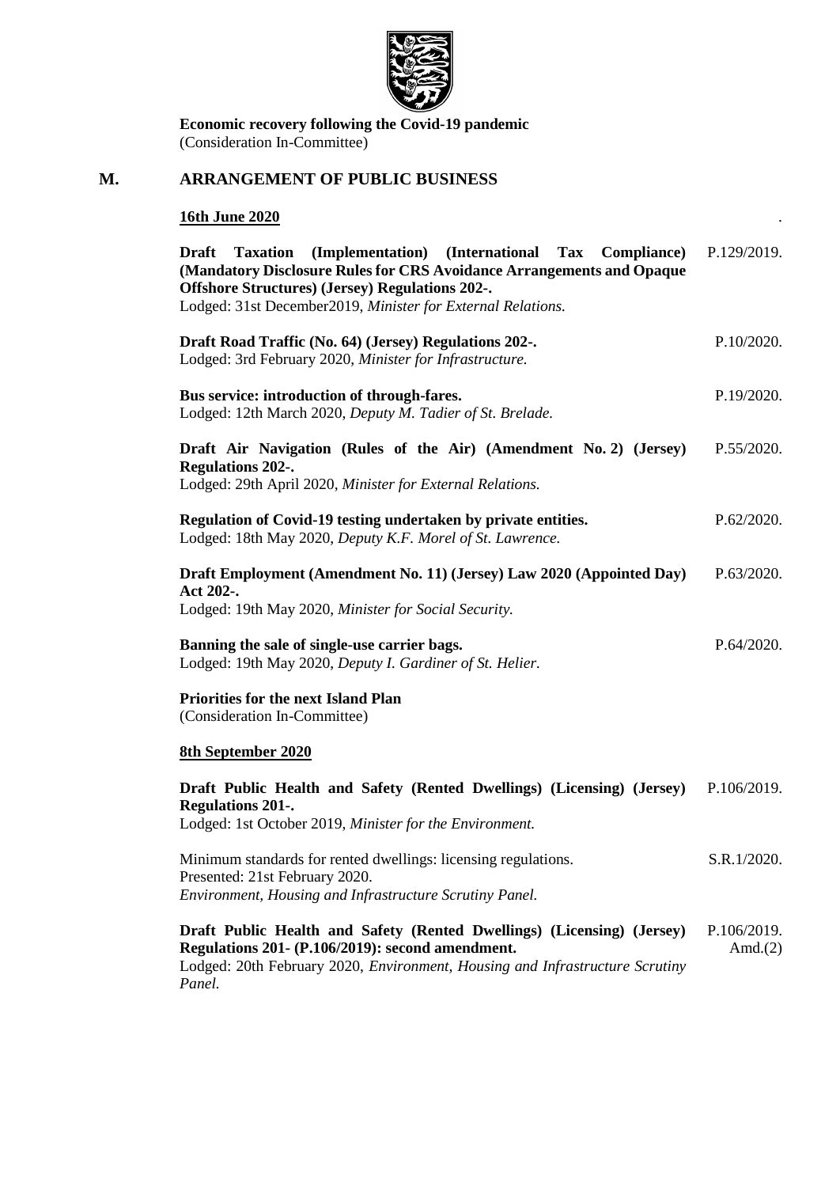**Economic recovery following the Covid-19 pandemic**
(Consideration In-Committee)

## M. ARRANGEMENT OF PUBLIC BUSINESS

### 16th June 2020

**Draft Taxation (Implementation) (International Tax Compliance) (Mandatory Disclosure Rules for CRS Avoidance Arrangements and Opaque Offshore Structures) (Jersey) Regulations 202-.** P.129/2019.
Lodged: 31st December2019, *Minister for External Relations.*

**Draft Road Traffic (No. 64) (Jersey) Regulations 202-.** P.10/2020.
Lodged: 3rd February 2020, *Minister for Infrastructure.*

**Bus service: introduction of through-fares.** P.19/2020.
Lodged: 12th March 2020, *Deputy M. Tadier of St. Brelade.*

**Draft Air Navigation (Rules of the Air) (Amendment No. 2) (Jersey) Regulations 202-.** P.55/2020.
Lodged: 29th April 2020, *Minister for External Relations.*

**Regulation of Covid-19 testing undertaken by private entities.** P.62/2020.
Lodged: 18th May 2020, *Deputy K.F. Morel of St. Lawrence.*

**Draft Employment (Amendment No. 11) (Jersey) Law 2020 (Appointed Day) Act 202-.** P.63/2020.
Lodged: 19th May 2020, *Minister for Social Security.*

**Banning the sale of single-use carrier bags.** P.64/2020.
Lodged: 19th May 2020, *Deputy I. Gardiner of St. Helier.*

**Priorities for the next Island Plan**
(Consideration In-Committee)

### 8th September 2020

**Draft Public Health and Safety (Rented Dwellings) (Licensing) (Jersey) Regulations 201-.** P.106/2019.
Lodged: 1st October 2019, *Minister for the Environment.*

Minimum standards for rented dwellings: licensing regulations. S.R.1/2020.
Presented: 21st February 2020.
*Environment, Housing and Infrastructure Scrutiny Panel.*

**Draft Public Health and Safety (Rented Dwellings) (Licensing) (Jersey) Regulations 201- (P.106/2019): second amendment.** P.106/2019. Amd.(2)
Lodged: 20th February 2020, *Environment, Housing and Infrastructure Scrutiny Panel.*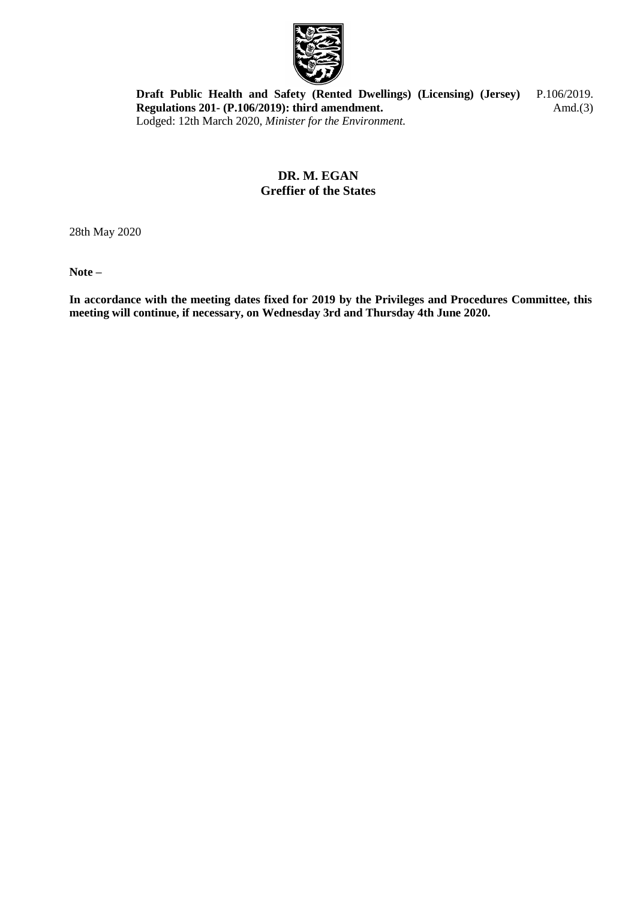**Draft Public Health and Safety (Rented Dwellings) (Licensing) (Jersey) Regulations 201- (P.106/2019): third amendment.**
Lodged: 12th March 2020, *Minister for the Environment.*

P.106/2019.
Amd.(3)

**DR. M. EGAN**
**Greffier of the States**

28th May 2020

**Note –**

**In accordance with the meeting dates fixed for 2019 by the Privileges and Procedures Committee, this meeting will continue, if necessary, on Wednesday 3rd and Thursday 4th June 2020.**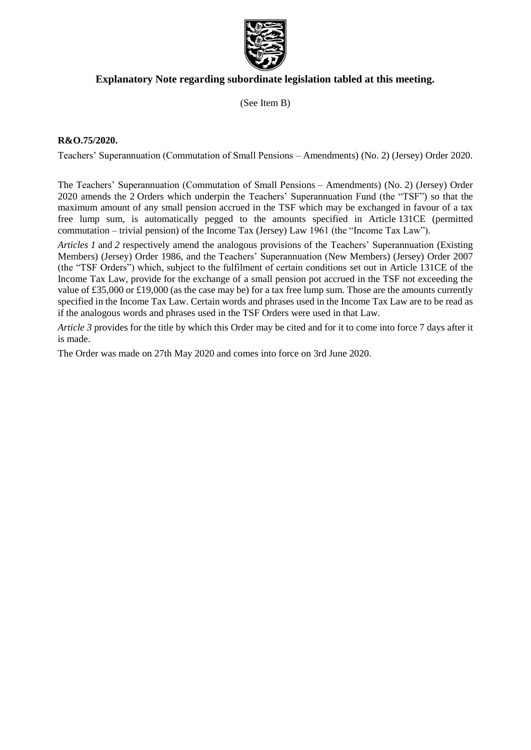## Explanatory Note regarding subordinate legislation tabled at this meeting.

(See Item B)

**R&O.75/2020.**

Teachers' Superannuation (Commutation of Small Pensions – Amendments) (No. 2) (Jersey) Order 2020.

The Teachers' Superannuation (Commutation of Small Pensions – Amendments) (No. 2) (Jersey) Order 2020 amends the 2 Orders which underpin the Teachers' Superannuation Fund (the "TSF") so that the maximum amount of any small pension accrued in the TSF which may be exchanged in favour of a tax free lump sum, is automatically pegged to the amounts specified in Article 131CE (permitted commutation – trivial pension) of the Income Tax (Jersey) Law 1961 (the "Income Tax Law").

*Articles 1* and *2* respectively amend the analogous provisions of the Teachers' Superannuation (Existing Members) (Jersey) Order 1986, and the Teachers' Superannuation (New Members) (Jersey) Order 2007 (the "TSF Orders") which, subject to the fulfilment of certain conditions set out in Article 131CE of the Income Tax Law, provide for the exchange of a small pension pot accrued in the TSF not exceeding the value of £35,000 or £19,000 (as the case may be) for a tax free lump sum. Those are the amounts currently specified in the Income Tax Law. Certain words and phrases used in the Income Tax Law are to be read as if the analogous words and phrases used in the TSF Orders were used in that Law.

*Article 3* provides for the title by which this Order may be cited and for it to come into force 7 days after it is made.

The Order was made on 27th May 2020 and comes into force on 3rd June 2020.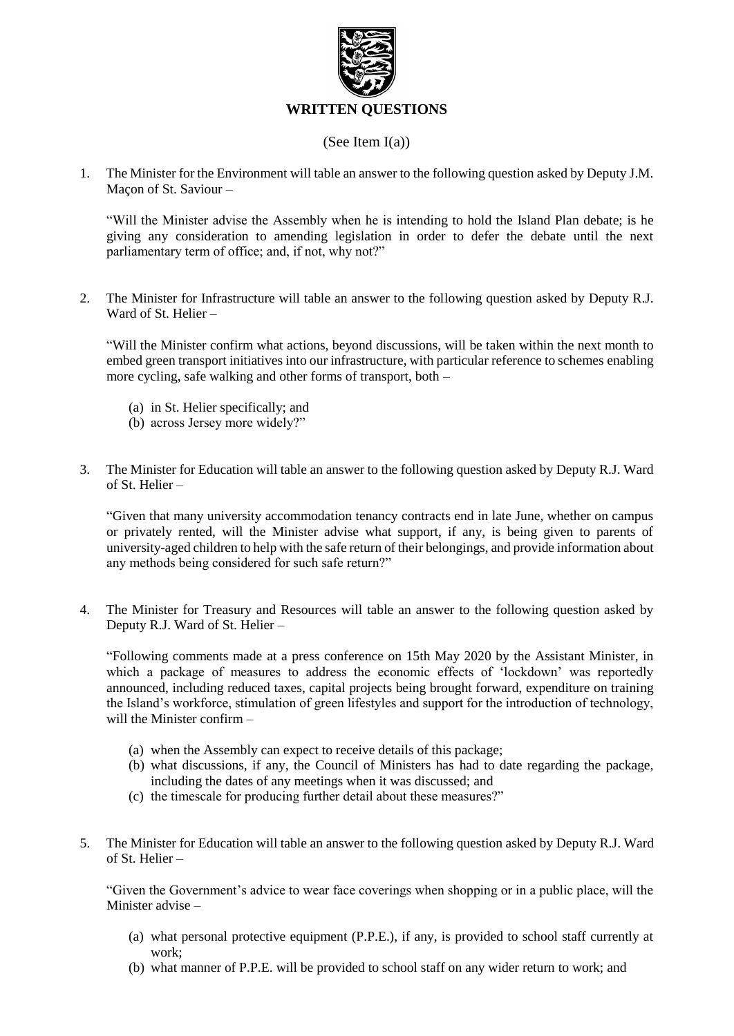# WRITTEN QUESTIONS

(See Item I(a))

1. The Minister for the Environment will table an answer to the following question asked by Deputy J.M. Maçon of St. Saviour –

   "Will the Minister advise the Assembly when he is intending to hold the Island Plan debate; is he giving any consideration to amending legislation in order to defer the debate until the next parliamentary term of office; and, if not, why not?"

2. The Minister for Infrastructure will table an answer to the following question asked by Deputy R.J. Ward of St. Helier –

   "Will the Minister confirm what actions, beyond discussions, will be taken within the next month to embed green transport initiatives into our infrastructure, with particular reference to schemes enabling more cycling, safe walking and other forms of transport, both –

   (a) in St. Helier specifically; and
   (b) across Jersey more widely?"

3. The Minister for Education will table an answer to the following question asked by Deputy R.J. Ward of St. Helier –

   "Given that many university accommodation tenancy contracts end in late June, whether on campus or privately rented, will the Minister advise what support, if any, is being given to parents of university-aged children to help with the safe return of their belongings, and provide information about any methods being considered for such safe return?"

4. The Minister for Treasury and Resources will table an answer to the following question asked by Deputy R.J. Ward of St. Helier –

   "Following comments made at a press conference on 15th May 2020 by the Assistant Minister, in which a package of measures to address the economic effects of 'lockdown' was reportedly announced, including reduced taxes, capital projects being brought forward, expenditure on training the Island's workforce, stimulation of green lifestyles and support for the introduction of technology, will the Minister confirm –

   (a) when the Assembly can expect to receive details of this package;
   (b) what discussions, if any, the Council of Ministers has had to date regarding the package, including the dates of any meetings when it was discussed; and
   (c) the timescale for producing further detail about these measures?"

5. The Minister for Education will table an answer to the following question asked by Deputy R.J. Ward of St. Helier –

   "Given the Government's advice to wear face coverings when shopping or in a public place, will the Minister advise –

   (a) what personal protective equipment (P.P.E.), if any, is provided to school staff currently at work;
   (b) what manner of P.P.E. will be provided to school staff on any wider return to work; and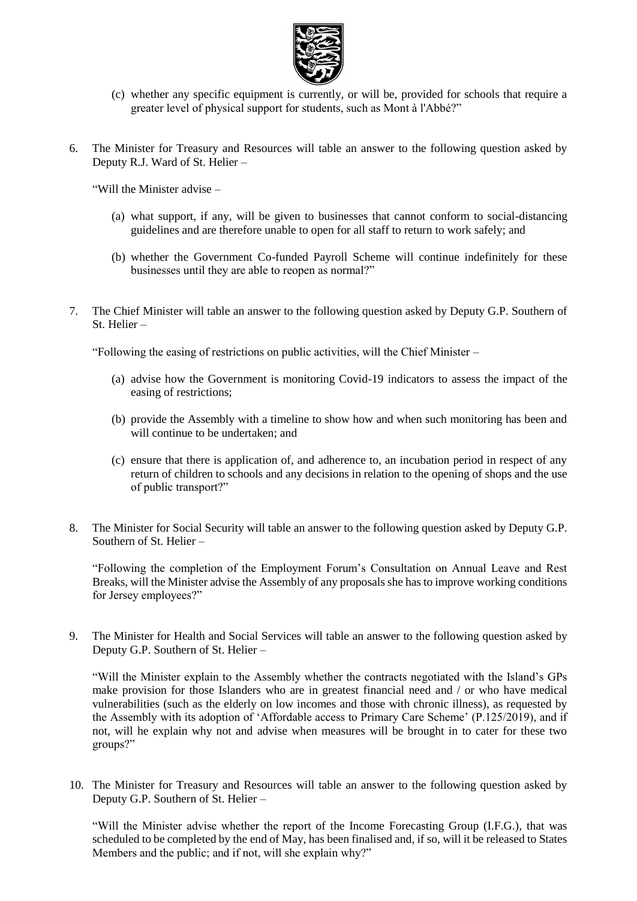(c) whether any specific equipment is currently, or will be, provided for schools that require a greater level of physical support for students, such as Mont à l'Abbé?"

6. The Minister for Treasury and Resources will table an answer to the following question asked by Deputy R.J. Ward of St. Helier –

   "Will the Minister advise –

   (a) what support, if any, will be given to businesses that cannot conform to social-distancing guidelines and are therefore unable to open for all staff to return to work safely; and

   (b) whether the Government Co-funded Payroll Scheme will continue indefinitely for these businesses until they are able to reopen as normal?"

7. The Chief Minister will table an answer to the following question asked by Deputy G.P. Southern of St. Helier –

   "Following the easing of restrictions on public activities, will the Chief Minister –

   (a) advise how the Government is monitoring Covid-19 indicators to assess the impact of the easing of restrictions;

   (b) provide the Assembly with a timeline to show how and when such monitoring has been and will continue to be undertaken; and

   (c) ensure that there is application of, and adherence to, an incubation period in respect of any return of children to schools and any decisions in relation to the opening of shops and the use of public transport?"

8. The Minister for Social Security will table an answer to the following question asked by Deputy G.P. Southern of St. Helier –

   "Following the completion of the Employment Forum's Consultation on Annual Leave and Rest Breaks, will the Minister advise the Assembly of any proposals she has to improve working conditions for Jersey employees?"

9. The Minister for Health and Social Services will table an answer to the following question asked by Deputy G.P. Southern of St. Helier –

   "Will the Minister explain to the Assembly whether the contracts negotiated with the Island's GPs make provision for those Islanders who are in greatest financial need and / or who have medical vulnerabilities (such as the elderly on low incomes and those with chronic illness), as requested by the Assembly with its adoption of 'Affordable access to Primary Care Scheme' (P.125/2019), and if not, will he explain why not and advise when measures will be brought in to cater for these two groups?"

10. The Minister for Treasury and Resources will table an answer to the following question asked by Deputy G.P. Southern of St. Helier –

    "Will the Minister advise whether the report of the Income Forecasting Group (I.F.G.), that was scheduled to be completed by the end of May, has been finalised and, if so, will it be released to States Members and the public; and if not, will she explain why?"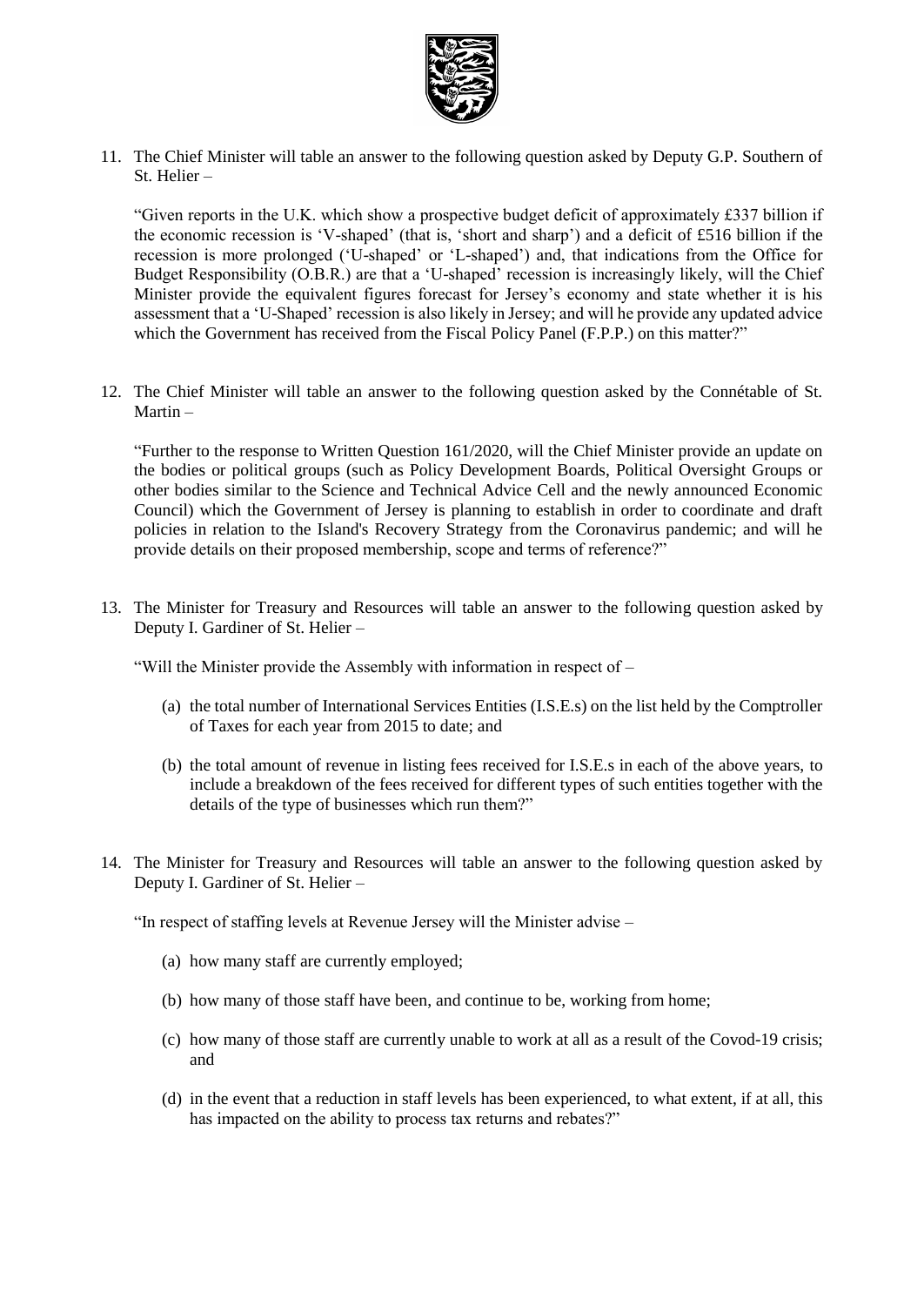11. The Chief Minister will table an answer to the following question asked by Deputy G.P. Southern of St. Helier –

    "Given reports in the U.K. which show a prospective budget deficit of approximately £337 billion if the economic recession is 'V-shaped' (that is, 'short and sharp') and a deficit of £516 billion if the recession is more prolonged ('U-shaped' or 'L-shaped') and, that indications from the Office for Budget Responsibility (O.B.R.) are that a 'U-shaped' recession is increasingly likely, will the Chief Minister provide the equivalent figures forecast for Jersey's economy and state whether it is his assessment that a 'U-Shaped' recession is also likely in Jersey; and will he provide any updated advice which the Government has received from the Fiscal Policy Panel (F.P.P.) on this matter?"

12. The Chief Minister will table an answer to the following question asked by the Connétable of St. Martin –

    "Further to the response to Written Question 161/2020, will the Chief Minister provide an update on the bodies or political groups (such as Policy Development Boards, Political Oversight Groups or other bodies similar to the Science and Technical Advice Cell and the newly announced Economic Council) which the Government of Jersey is planning to establish in order to coordinate and draft policies in relation to the Island's Recovery Strategy from the Coronavirus pandemic; and will he provide details on their proposed membership, scope and terms of reference?"

13. The Minister for Treasury and Resources will table an answer to the following question asked by Deputy I. Gardiner of St. Helier –

    "Will the Minister provide the Assembly with information in respect of –

    (a) the total number of International Services Entities (I.S.E.s) on the list held by the Comptroller of Taxes for each year from 2015 to date; and

    (b) the total amount of revenue in listing fees received for I.S.E.s in each of the above years, to include a breakdown of the fees received for different types of such entities together with the details of the type of businesses which run them?"

14. The Minister for Treasury and Resources will table an answer to the following question asked by Deputy I. Gardiner of St. Helier –

    "In respect of staffing levels at Revenue Jersey will the Minister advise –

    (a) how many staff are currently employed;

    (b) how many of those staff have been, and continue to be, working from home;

    (c) how many of those staff are currently unable to work at all as a result of the Covod-19 crisis; and

    (d) in the event that a reduction in staff levels has been experienced, to what extent, if at all, this has impacted on the ability to process tax returns and rebates?"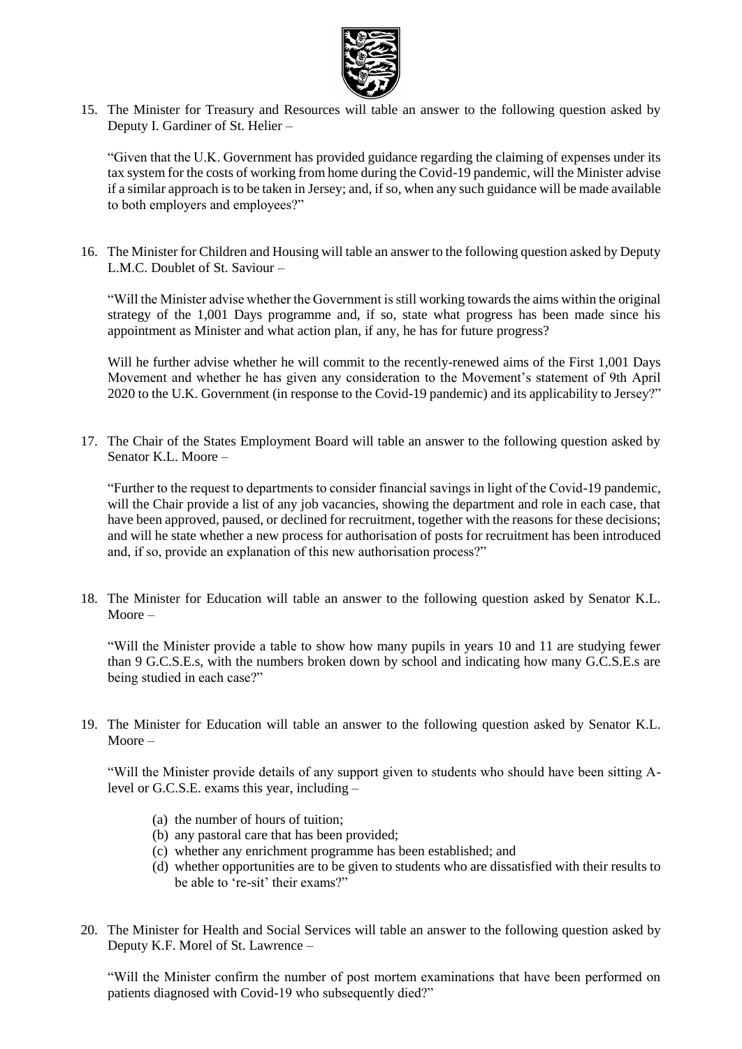15. The Minister for Treasury and Resources will table an answer to the following question asked by Deputy I. Gardiner of St. Helier –

    "Given that the U.K. Government has provided guidance regarding the claiming of expenses under its tax system for the costs of working from home during the Covid-19 pandemic, will the Minister advise if a similar approach is to be taken in Jersey; and, if so, when any such guidance will be made available to both employers and employees?"

16. The Minister for Children and Housing will table an answer to the following question asked by Deputy L.M.C. Doublet of St. Saviour –

    "Will the Minister advise whether the Government is still working towards the aims within the original strategy of the 1,001 Days programme and, if so, state what progress has been made since his appointment as Minister and what action plan, if any, he has for future progress?

    Will he further advise whether he will commit to the recently-renewed aims of the First 1,001 Days Movement and whether he has given any consideration to the Movement's statement of 9th April 2020 to the U.K. Government (in response to the Covid-19 pandemic) and its applicability to Jersey?"

17. The Chair of the States Employment Board will table an answer to the following question asked by Senator K.L. Moore –

    "Further to the request to departments to consider financial savings in light of the Covid-19 pandemic, will the Chair provide a list of any job vacancies, showing the department and role in each case, that have been approved, paused, or declined for recruitment, together with the reasons for these decisions; and will he state whether a new process for authorisation of posts for recruitment has been introduced and, if so, provide an explanation of this new authorisation process?"

18. The Minister for Education will table an answer to the following question asked by Senator K.L. Moore –

    "Will the Minister provide a table to show how many pupils in years 10 and 11 are studying fewer than 9 G.C.S.E.s, with the numbers broken down by school and indicating how many G.C.S.E.s are being studied in each case?"

19. The Minister for Education will table an answer to the following question asked by Senator K.L. Moore –

    "Will the Minister provide details of any support given to students who should have been sitting A-level or G.C.S.E. exams this year, including –

    (a) the number of hours of tuition;
    (b) any pastoral care that has been provided;
    (c) whether any enrichment programme has been established; and
    (d) whether opportunities are to be given to students who are dissatisfied with their results to be able to 're-sit' their exams?"

20. The Minister for Health and Social Services will table an answer to the following question asked by Deputy K.F. Morel of St. Lawrence –

    "Will the Minister confirm the number of post mortem examinations that have been performed on patients diagnosed with Covid-19 who subsequently died?"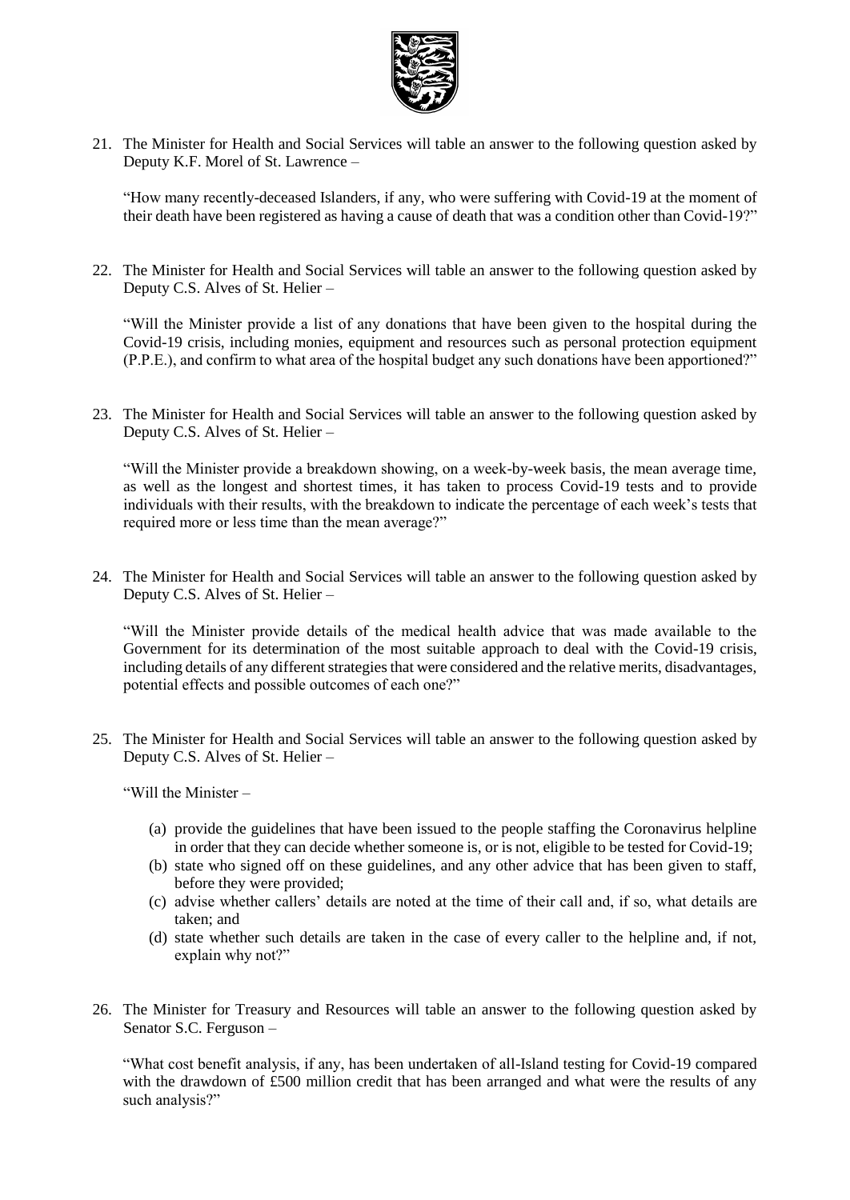21. The Minister for Health and Social Services will table an answer to the following question asked by Deputy K.F. Morel of St. Lawrence –

    "How many recently-deceased Islanders, if any, who were suffering with Covid-19 at the moment of their death have been registered as having a cause of death that was a condition other than Covid-19?"

22. The Minister for Health and Social Services will table an answer to the following question asked by Deputy C.S. Alves of St. Helier –

    "Will the Minister provide a list of any donations that have been given to the hospital during the Covid-19 crisis, including monies, equipment and resources such as personal protection equipment (P.P.E.), and confirm to what area of the hospital budget any such donations have been apportioned?"

23. The Minister for Health and Social Services will table an answer to the following question asked by Deputy C.S. Alves of St. Helier –

    "Will the Minister provide a breakdown showing, on a week-by-week basis, the mean average time, as well as the longest and shortest times, it has taken to process Covid-19 tests and to provide individuals with their results, with the breakdown to indicate the percentage of each week's tests that required more or less time than the mean average?"

24. The Minister for Health and Social Services will table an answer to the following question asked by Deputy C.S. Alves of St. Helier –

    "Will the Minister provide details of the medical health advice that was made available to the Government for its determination of the most suitable approach to deal with the Covid-19 crisis, including details of any different strategies that were considered and the relative merits, disadvantages, potential effects and possible outcomes of each one?"

25. The Minister for Health and Social Services will table an answer to the following question asked by Deputy C.S. Alves of St. Helier –

    "Will the Minister –

    (a) provide the guidelines that have been issued to the people staffing the Coronavirus helpline in order that they can decide whether someone is, or is not, eligible to be tested for Covid-19;
    (b) state who signed off on these guidelines, and any other advice that has been given to staff, before they were provided;
    (c) advise whether callers' details are noted at the time of their call and, if so, what details are taken; and
    (d) state whether such details are taken in the case of every caller to the helpline and, if not, explain why not?"

26. The Minister for Treasury and Resources will table an answer to the following question asked by Senator S.C. Ferguson –

    "What cost benefit analysis, if any, has been undertaken of all-Island testing for Covid-19 compared with the drawdown of £500 million credit that has been arranged and what were the results of any such analysis?"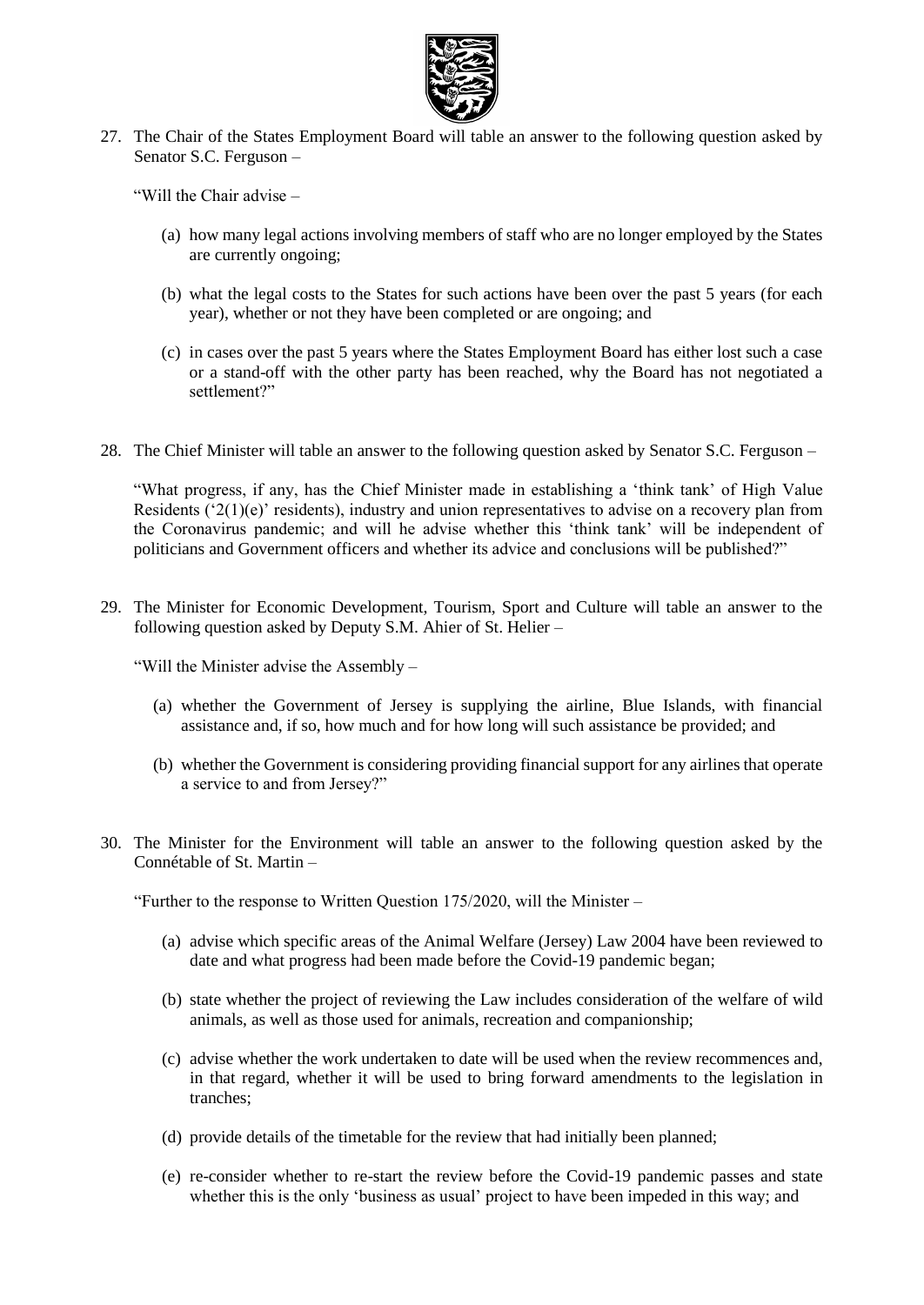27. The Chair of the States Employment Board will table an answer to the following question asked by Senator S.C. Ferguson –

    "Will the Chair advise –

    (a) how many legal actions involving members of staff who are no longer employed by the States are currently ongoing;

    (b) what the legal costs to the States for such actions have been over the past 5 years (for each year), whether or not they have been completed or are ongoing; and

    (c) in cases over the past 5 years where the States Employment Board has either lost such a case or a stand-off with the other party has been reached, why the Board has not negotiated a settlement?"

28. The Chief Minister will table an answer to the following question asked by Senator S.C. Ferguson –

    "What progress, if any, has the Chief Minister made in establishing a 'think tank' of High Value Residents ('2(1)(e)' residents), industry and union representatives to advise on a recovery plan from the Coronavirus pandemic; and will he advise whether this 'think tank' will be independent of politicians and Government officers and whether its advice and conclusions will be published?"

29. The Minister for Economic Development, Tourism, Sport and Culture will table an answer to the following question asked by Deputy S.M. Ahier of St. Helier –

    "Will the Minister advise the Assembly –

    (a) whether the Government of Jersey is supplying the airline, Blue Islands, with financial assistance and, if so, how much and for how long will such assistance be provided; and

    (b) whether the Government is considering providing financial support for any airlines that operate a service to and from Jersey?"

30. The Minister for the Environment will table an answer to the following question asked by the Connétable of St. Martin –

    "Further to the response to Written Question 175/2020, will the Minister –

    (a) advise which specific areas of the Animal Welfare (Jersey) Law 2004 have been reviewed to date and what progress had been made before the Covid-19 pandemic began;

    (b) state whether the project of reviewing the Law includes consideration of the welfare of wild animals, as well as those used for animals, recreation and companionship;

    (c) advise whether the work undertaken to date will be used when the review recommences and, in that regard, whether it will be used to bring forward amendments to the legislation in tranches;

    (d) provide details of the timetable for the review that had initially been planned;

    (e) re-consider whether to re-start the review before the Covid-19 pandemic passes and state whether this is the only 'business as usual' project to have been impeded in this way; and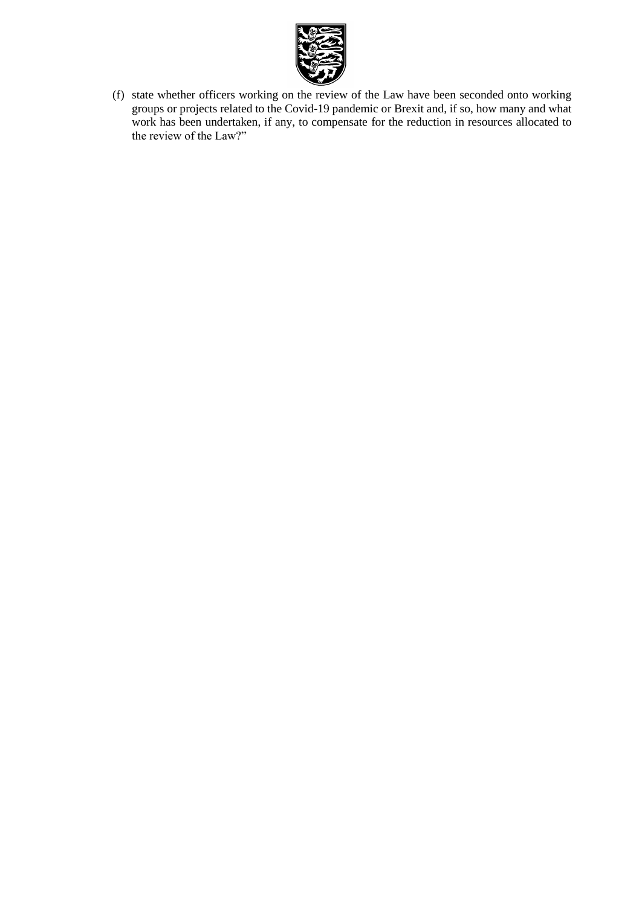(f) state whether officers working on the review of the Law have been seconded onto working groups or projects related to the Covid-19 pandemic or Brexit and, if so, how many and what work has been undertaken, if any, to compensate for the reduction in resources allocated to the review of the Law?"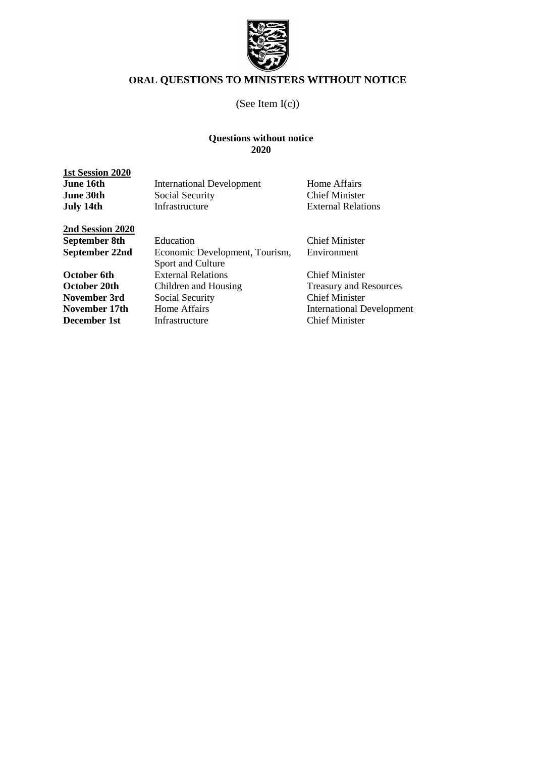## ORAL QUESTIONS TO MINISTERS WITHOUT NOTICE

(See Item I(c))

**Questions without notice**
**2020**

| | | |
|---|---|---|
| **1st Session 2020** | | |
| **June 16th** | International Development | Home Affairs |
| **June 30th** | Social Security | Chief Minister |
| **July 14th** | Infrastructure | External Relations |
| **2nd Session 2020** | | |
| **September 8th** | Education | Chief Minister |
| **September 22nd** | Economic Development, Tourism, Sport and Culture | Environment |
| **October 6th** | External Relations | Chief Minister |
| **October 20th** | Children and Housing | Treasury and Resources |
| **November 3rd** | Social Security | Chief Minister |
| **November 17th** | Home Affairs | International Development |
| **December 1st** | Infrastructure | Chief Minister |